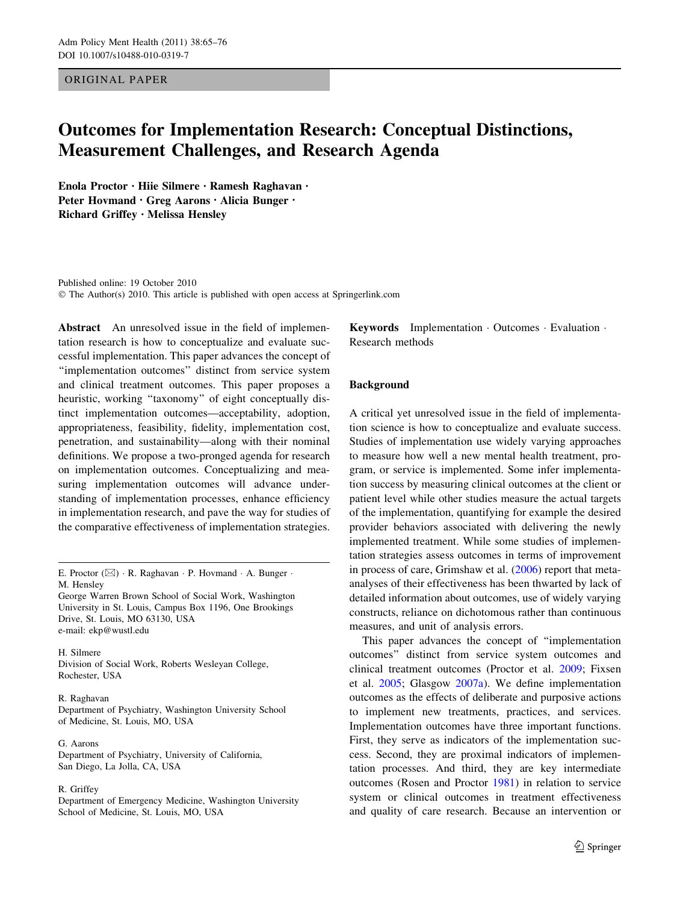ORIGINAL PAPER

# Outcomes for Implementation Research: Conceptual Distinctions, Measurement Challenges, and Research Agenda

**Enola Proctor · Hiie Silmere · Ramesh Raghavan · Peter Hovmand · Greg Aarons · Alicia Bunger · Richard Griffey · Melissa Hensley**

Published online: 19 October 2010
© The Author(s) 2010. This article is published with open access at Springerlink.com

**Abstract** An unresolved issue in the field of implementation research is how to conceptualize and evaluate successful implementation. This paper advances the concept of "implementation outcomes" distinct from service system and clinical treatment outcomes. This paper proposes a heuristic, working "taxonomy" of eight conceptually distinct implementation outcomes—acceptability, adoption, appropriateness, feasibility, fidelity, implementation cost, penetration, and sustainability—along with their nominal definitions. We propose a two-pronged agenda for research on implementation outcomes. Conceptualizing and measuring implementation outcomes will advance understanding of implementation processes, enhance efficiency in implementation research, and pave the way for studies of the comparative effectiveness of implementation strategies.

**Keywords** Implementation · Outcomes · Evaluation · Research methods

E. Proctor (✉) · R. Raghavan · P. Hovmand · A. Bunger · M. Hensley
George Warren Brown School of Social Work, Washington University in St. Louis, Campus Box 1196, One Brookings Drive, St. Louis, MO 63130, USA
e-mail: ekp@wustl.edu

H. Silmere
Division of Social Work, Roberts Wesleyan College, Rochester, USA

R. Raghavan
Department of Psychiatry, Washington University School of Medicine, St. Louis, MO, USA

G. Aarons
Department of Psychiatry, University of California, San Diego, La Jolla, CA, USA

R. Griffey
Department of Emergency Medicine, Washington University School of Medicine, St. Louis, MO, USA

## Background

A critical yet unresolved issue in the field of implementation science is how to conceptualize and evaluate success. Studies of implementation use widely varying approaches to measure how well a new mental health treatment, program, or service is implemented. Some infer implementation success by measuring clinical outcomes at the client or patient level while other studies measure the actual targets of the implementation, quantifying for example the desired provider behaviors associated with delivering the newly implemented treatment. While some studies of implementation strategies assess outcomes in terms of improvement in process of care, Grimshaw et al. (2006) report that meta-analyses of their effectiveness has been thwarted by lack of detailed information about outcomes, use of widely varying constructs, reliance on dichotomous rather than continuous measures, and unit of analysis errors.

This paper advances the concept of "implementation outcomes" distinct from service system outcomes and clinical treatment outcomes (Proctor et al. 2009; Fixsen et al. 2005; Glasgow 2007a). We define implementation outcomes as the effects of deliberate and purposive actions to implement new treatments, practices, and services. Implementation outcomes have three important functions. First, they serve as indicators of the implementation success. Second, they are proximal indicators of implementation processes. And third, they are key intermediate outcomes (Rosen and Proctor 1981) in relation to service system or clinical outcomes in treatment effectiveness and quality of care research. Because an intervention or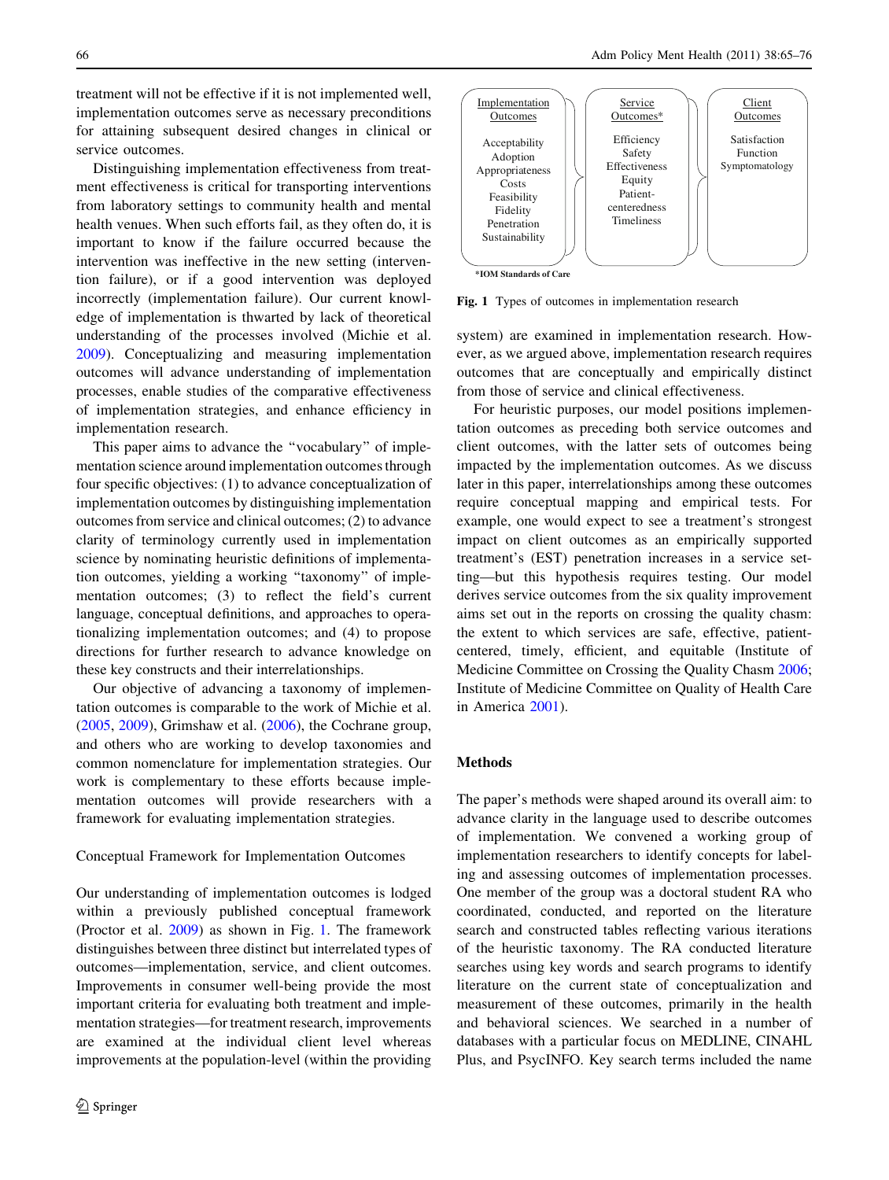treatment will not be effective if it is not implemented well, implementation outcomes serve as necessary preconditions for attaining subsequent desired changes in clinical or service outcomes.

Distinguishing implementation effectiveness from treatment effectiveness is critical for transporting interventions from laboratory settings to community health and mental health venues. When such efforts fail, as they often do, it is important to know if the failure occurred because the intervention was ineffective in the new setting (intervention failure), or if a good intervention was deployed incorrectly (implementation failure). Our current knowledge of implementation is thwarted by lack of theoretical understanding of the processes involved (Michie et al. 2009). Conceptualizing and measuring implementation outcomes will advance understanding of implementation processes, enable studies of the comparative effectiveness of implementation strategies, and enhance efficiency in implementation research.

This paper aims to advance the "vocabulary" of implementation science around implementation outcomes through four specific objectives: (1) to advance conceptualization of implementation outcomes by distinguishing implementation outcomes from service and clinical outcomes; (2) to advance clarity of terminology currently used in implementation science by nominating heuristic definitions of implementation outcomes, yielding a working "taxonomy" of implementation outcomes; (3) to reflect the field's current language, conceptual definitions, and approaches to operationalizing implementation outcomes; and (4) to propose directions for further research to advance knowledge on these key constructs and their interrelationships.

Our objective of advancing a taxonomy of implementation outcomes is comparable to the work of Michie et al. (2005, 2009), Grimshaw et al. (2006), the Cochrane group, and others who are working to develop taxonomies and common nomenclature for implementation strategies. Our work is complementary to these efforts because implementation outcomes will provide researchers with a framework for evaluating implementation strategies.

## Conceptual Framework for Implementation Outcomes

Our understanding of implementation outcomes is lodged within a previously published conceptual framework (Proctor et al. 2009) as shown in Fig. 1. The framework distinguishes between three distinct but interrelated types of outcomes—implementation, service, and client outcomes. Improvements in consumer well-being provide the most important criteria for evaluating both treatment and implementation strategies—for treatment research, improvements are examined at the individual client level whereas improvements at the population-level (within the providing system) are examined in implementation research. However, as we argued above, implementation research requires outcomes that are conceptually and empirically distinct from those of service and clinical effectiveness.

| Implementation Outcomes | Service Outcomes* | Client Outcomes |
|---|---|---|
| Acceptability<br>Adoption<br>Appropriateness<br>Costs<br>Feasibility<br>Fidelity<br>Penetration<br>Sustainability | Efficiency<br>Safety<br>Effectiveness<br>Equity<br>Patient-centeredness<br>Timeliness | Satisfaction<br>Function<br>Symptomatology |

*IOM Standards of Care

**Fig. 1** Types of outcomes in implementation research

For heuristic purposes, our model positions implementation outcomes as preceding both service outcomes and client outcomes, with the latter sets of outcomes being impacted by the implementation outcomes. As we discuss later in this paper, interrelationships among these outcomes require conceptual mapping and empirical tests. For example, one would expect to see a treatment's strongest impact on client outcomes as an empirically supported treatment's (EST) penetration increases in a service setting—but this hypothesis requires testing. Our model derives service outcomes from the six quality improvement aims set out in the reports on crossing the quality chasm: the extent to which services are safe, effective, patient-centered, timely, efficient, and equitable (Institute of Medicine Committee on Crossing the Quality Chasm 2006; Institute of Medicine Committee on Quality of Health Care in America 2001).

## Methods

The paper's methods were shaped around its overall aim: to advance clarity in the language used to describe outcomes of implementation. We convened a working group of implementation researchers to identify concepts for labeling and assessing outcomes of implementation processes. One member of the group was a doctoral student RA who coordinated, conducted, and reported on the literature search and constructed tables reflecting various iterations of the heuristic taxonomy. The RA conducted literature searches using key words and search programs to identify literature on the current state of conceptualization and measurement of these outcomes, primarily in the health and behavioral sciences. We searched in a number of databases with a particular focus on MEDLINE, CINAHL Plus, and PsycINFO. Key search terms included the name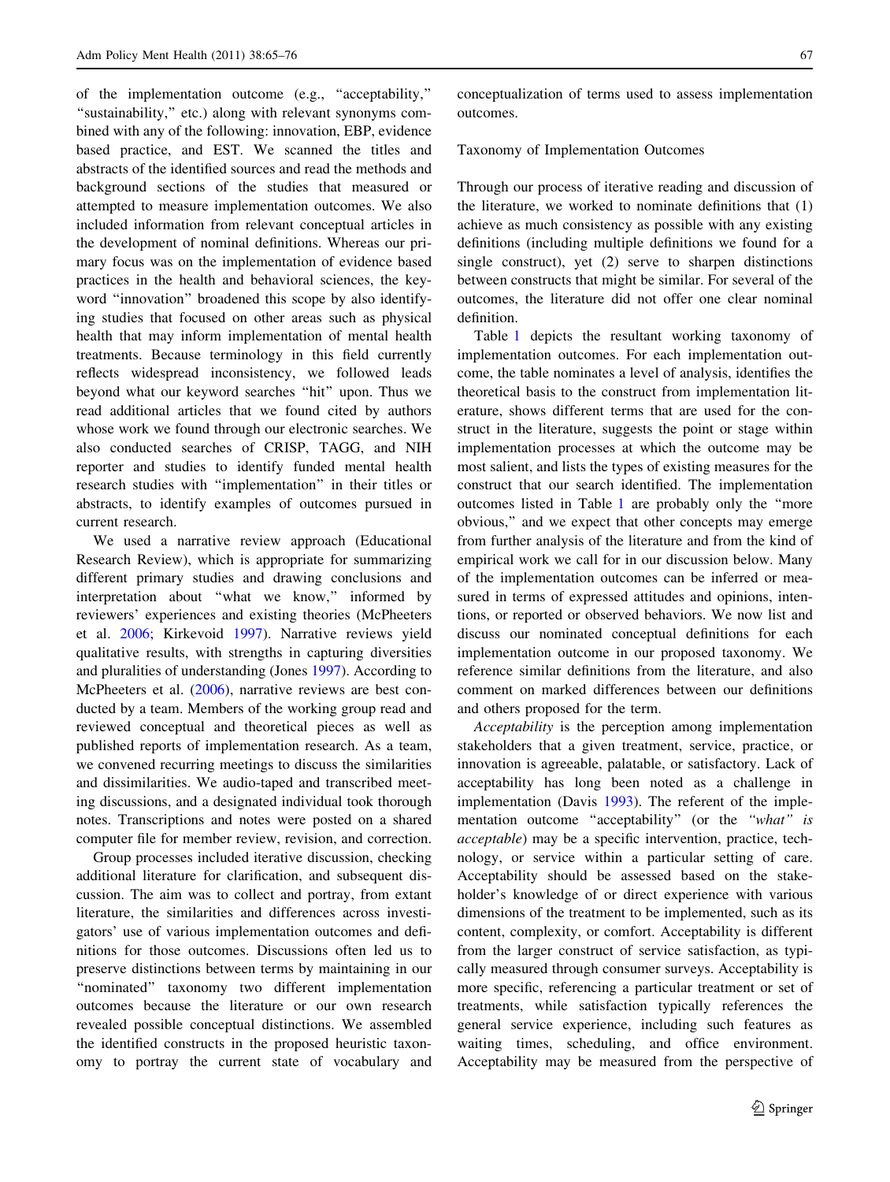of the implementation outcome (e.g., "acceptability," "sustainability," etc.) along with relevant synonyms combined with any of the following: innovation, EBP, evidence based practice, and EST. We scanned the titles and abstracts of the identified sources and read the methods and background sections of the studies that measured or attempted to measure implementation outcomes. We also included information from relevant conceptual articles in the development of nominal definitions. Whereas our primary focus was on the implementation of evidence based practices in the health and behavioral sciences, the keyword "innovation" broadened this scope by also identifying studies that focused on other areas such as physical health that may inform implementation of mental health treatments. Because terminology in this field currently reflects widespread inconsistency, we followed leads beyond what our keyword searches "hit" upon. Thus we read additional articles that we found cited by authors whose work we found through our electronic searches. We also conducted searches of CRISP, TAGG, and NIH reporter and studies to identify funded mental health research studies with "implementation" in their titles or abstracts, to identify examples of outcomes pursued in current research.

We used a narrative review approach (Educational Research Review), which is appropriate for summarizing different primary studies and drawing conclusions and interpretation about "what we know," informed by reviewers' experiences and existing theories (McPheeters et al. 2006; Kirkevoid 1997). Narrative reviews yield qualitative results, with strengths in capturing diversities and pluralities of understanding (Jones 1997). According to McPheeters et al. (2006), narrative reviews are best conducted by a team. Members of the working group read and reviewed conceptual and theoretical pieces as well as published reports of implementation research. As a team, we convened recurring meetings to discuss the similarities and dissimilarities. We audio-taped and transcribed meeting discussions, and a designated individual took thorough notes. Transcriptions and notes were posted on a shared computer file for member review, revision, and correction.

Group processes included iterative discussion, checking additional literature for clarification, and subsequent discussion. The aim was to collect and portray, from extant literature, the similarities and differences across investigators' use of various implementation outcomes and definitions for those outcomes. Discussions often led us to preserve distinctions between terms by maintaining in our "nominated" taxonomy two different implementation outcomes because the literature or our own research revealed possible conceptual distinctions. We assembled the identified constructs in the proposed heuristic taxonomy to portray the current state of vocabulary and conceptualization of terms used to assess implementation outcomes.

## Taxonomy of Implementation Outcomes

Through our process of iterative reading and discussion of the literature, we worked to nominate definitions that (1) achieve as much consistency as possible with any existing definitions (including multiple definitions we found for a single construct), yet (2) serve to sharpen distinctions between constructs that might be similar. For several of the outcomes, the literature did not offer one clear nominal definition.

Table 1 depicts the resultant working taxonomy of implementation outcomes. For each implementation outcome, the table nominates a level of analysis, identifies the theoretical basis to the construct from implementation literature, shows different terms that are used for the construct in the literature, suggests the point or stage within implementation processes at which the outcome may be most salient, and lists the types of existing measures for the construct that our search identified. The implementation outcomes listed in Table 1 are probably only the "more obvious," and we expect that other concepts may emerge from further analysis of the literature and from the kind of empirical work we call for in our discussion below. Many of the implementation outcomes can be inferred or measured in terms of expressed attitudes and opinions, intentions, or reported or observed behaviors. We now list and discuss our nominated conceptual definitions for each implementation outcome in our proposed taxonomy. We reference similar definitions from the literature, and also comment on marked differences between our definitions and others proposed for the term.

*Acceptability* is the perception among implementation stakeholders that a given treatment, service, practice, or innovation is agreeable, palatable, or satisfactory. Lack of acceptability has long been noted as a challenge in implementation (Davis 1993). The referent of the implementation outcome "acceptability" (or the *"what" is acceptable*) may be a specific intervention, practice, technology, or service within a particular setting of care. Acceptability should be assessed based on the stakeholder's knowledge of or direct experience with various dimensions of the treatment to be implemented, such as its content, complexity, or comfort. Acceptability is different from the larger construct of service satisfaction, as typically measured through consumer surveys. Acceptability is more specific, referencing a particular treatment or set of treatments, while satisfaction typically references the general service experience, including such features as waiting times, scheduling, and office environment. Acceptability may be measured from the perspective of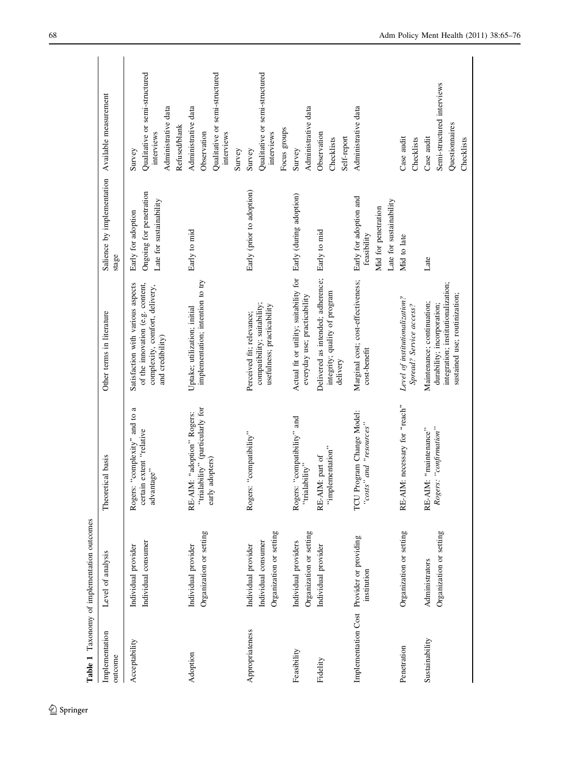**Table 1** Taxonomy of implementation outcomes

| Implementation outcome | Level of analysis | Theoretical basis | Other terms in literature | Salience by implementation stage | Available measurement |
|---|---|---|---|---|---|
| Acceptability | Individual provider<br>Individual consumer | Rogers: "complexity" and to a certain extent "relative advantage" | Satisfaction with various aspects of the innovation (e.g. content, complexity, comfort, delivery, and credibility) | Early for adoption<br>Ongoing for penetration<br>Late for sustainability | Survey<br>Qualitative or semi-structured interviews<br>Administrative data<br>Refused/blank |
| Adoption | Individual provider<br>Organization or setting | RE-AIM: "adoption" Rogers: "trialability" (particularly for early adopters) | Uptake; utilization; initial implementation; intention to try | Early to mid | Administrative data<br>Observation<br>Qualitative or semi-structured interviews<br>Survey |
| Appropriateness | Individual provider<br>Individual consumer<br>Organization or setting | Rogers: "compatibility" | Perceived fit; relevance; compatibility; suitability; usefulness; practicability | Early (prior to adoption) | Survey<br>Qualitative or semi-structured interviews<br>Focus groups |
| Feasibility | Individual providers<br>Organization or setting | Rogers: "compatibility" and "trialability" | Actual fit or utility; suitability for everyday use; practicability | Early (during adoption) | Survey<br>Administrative data |
| Fidelity | Individual provider | RE-AIM: part of "implementation" | Delivered as intended; adherence; integrity; quality of program delivery | Early to mid | Observation<br>Checklists<br>Self-report |
| Implementation Cost | Provider or providing institution | TCU Program Change Model: *"costs" and "resources"* | Marginal cost; cost-effectiveness; cost-benefit | Early for adoption and feasibility<br>Mid for penetration<br>Late for sustainability | Administrative data |
| Penetration | Organization or setting | RE-AIM: necessary for "reach" | *Level of institutionalization? Spread? Service access?* | Mid to late | Case audit<br>Checklists |
| Sustainability | Administrators<br>Organization or setting | RE-AIM: "maintenance"<br>*Rogers: "confirmation"* | Maintenance; continuation; durability; incorporation; integration; institutionalization; sustained use; routinization; | Late | Case audit<br>Semi-structured interviews<br>Questionnaires<br>Checklists |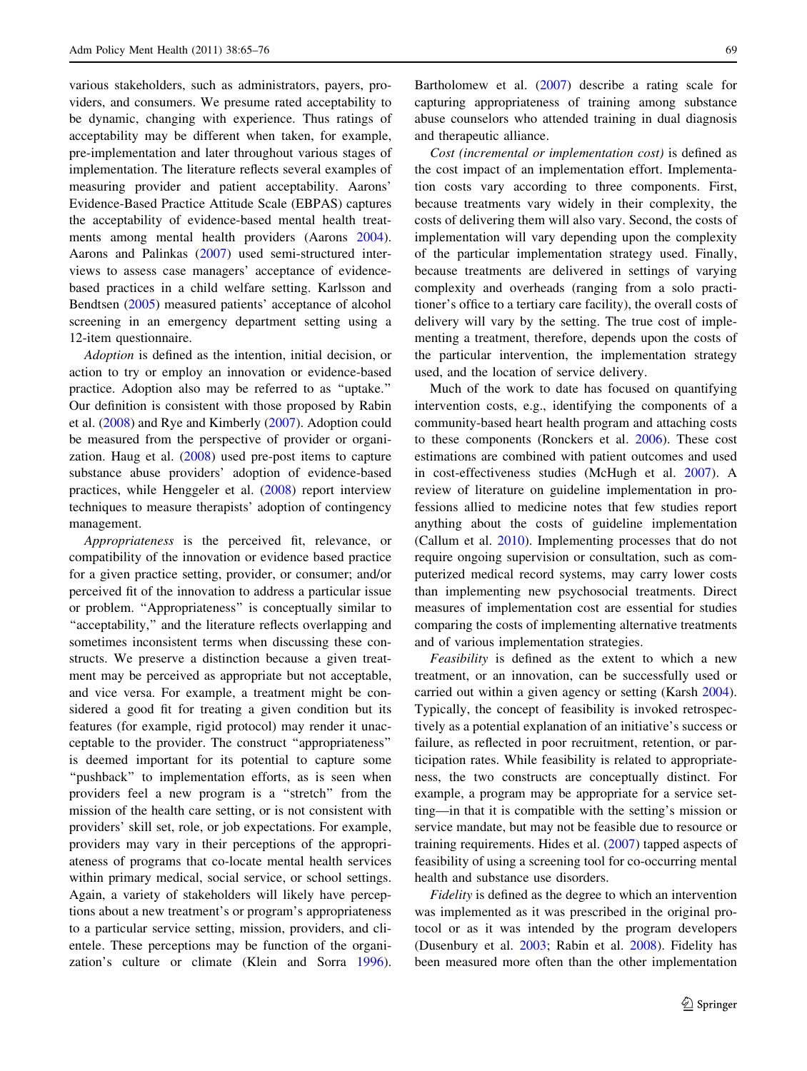various stakeholders, such as administrators, payers, providers, and consumers. We presume rated acceptability to be dynamic, changing with experience. Thus ratings of acceptability may be different when taken, for example, pre-implementation and later throughout various stages of implementation. The literature reflects several examples of measuring provider and patient acceptability. Aarons' Evidence-Based Practice Attitude Scale (EBPAS) captures the acceptability of evidence-based mental health treatments among mental health providers (Aarons 2004). Aarons and Palinkas (2007) used semi-structured interviews to assess case managers' acceptance of evidence-based practices in a child welfare setting. Karlsson and Bendtsen (2005) measured patients' acceptance of alcohol screening in an emergency department setting using a 12-item questionnaire.

*Adoption* is defined as the intention, initial decision, or action to try or employ an innovation or evidence-based practice. Adoption also may be referred to as "uptake." Our definition is consistent with those proposed by Rabin et al. (2008) and Rye and Kimberly (2007). Adoption could be measured from the perspective of provider or organization. Haug et al. (2008) used pre-post items to capture substance abuse providers' adoption of evidence-based practices, while Henggeler et al. (2008) report interview techniques to measure therapists' adoption of contingency management.

*Appropriateness* is the perceived fit, relevance, or compatibility of the innovation or evidence based practice for a given practice setting, provider, or consumer; and/or perceived fit of the innovation to address a particular issue or problem. "Appropriateness" is conceptually similar to "acceptability," and the literature reflects overlapping and sometimes inconsistent terms when discussing these constructs. We preserve a distinction because a given treatment may be perceived as appropriate but not acceptable, and vice versa. For example, a treatment might be considered a good fit for treating a given condition but its features (for example, rigid protocol) may render it unacceptable to the provider. The construct "appropriateness" is deemed important for its potential to capture some "pushback" to implementation efforts, as is seen when providers feel a new program is a "stretch" from the mission of the health care setting, or is not consistent with providers' skill set, role, or job expectations. For example, providers may vary in their perceptions of the appropriateness of programs that co-locate mental health services within primary medical, social service, or school settings. Again, a variety of stakeholders will likely have perceptions about a new treatment's or program's appropriateness to a particular service setting, mission, providers, and clientele. These perceptions may be function of the organization's culture or climate (Klein and Sorra 1996). Bartholomew et al. (2007) describe a rating scale for capturing appropriateness of training among substance abuse counselors who attended training in dual diagnosis and therapeutic alliance.

*Cost (incremental or implementation cost)* is defined as the cost impact of an implementation effort. Implementation costs vary according to three components. First, because treatments vary widely in their complexity, the costs of delivering them will also vary. Second, the costs of implementation will vary depending upon the complexity of the particular implementation strategy used. Finally, because treatments are delivered in settings of varying complexity and overheads (ranging from a solo practitioner's office to a tertiary care facility), the overall costs of delivery will vary by the setting. The true cost of implementing a treatment, therefore, depends upon the costs of the particular intervention, the implementation strategy used, and the location of service delivery.

Much of the work to date has focused on quantifying intervention costs, e.g., identifying the components of a community-based heart health program and attaching costs to these components (Ronckers et al. 2006). These cost estimations are combined with patient outcomes and used in cost-effectiveness studies (McHugh et al. 2007). A review of literature on guideline implementation in professions allied to medicine notes that few studies report anything about the costs of guideline implementation (Callum et al. 2010). Implementing processes that do not require ongoing supervision or consultation, such as computerized medical record systems, may carry lower costs than implementing new psychosocial treatments. Direct measures of implementation cost are essential for studies comparing the costs of implementing alternative treatments and of various implementation strategies.

*Feasibility* is defined as the extent to which a new treatment, or an innovation, can be successfully used or carried out within a given agency or setting (Karsh 2004). Typically, the concept of feasibility is invoked retrospectively as a potential explanation of an initiative's success or failure, as reflected in poor recruitment, retention, or participation rates. While feasibility is related to appropriateness, the two constructs are conceptually distinct. For example, a program may be appropriate for a service setting—in that it is compatible with the setting's mission or service mandate, but may not be feasible due to resource or training requirements. Hides et al. (2007) tapped aspects of feasibility of using a screening tool for co-occurring mental health and substance use disorders.

*Fidelity* is defined as the degree to which an intervention was implemented as it was prescribed in the original protocol or as it was intended by the program developers (Dusenbury et al. 2003; Rabin et al. 2008). Fidelity has been measured more often than the other implementation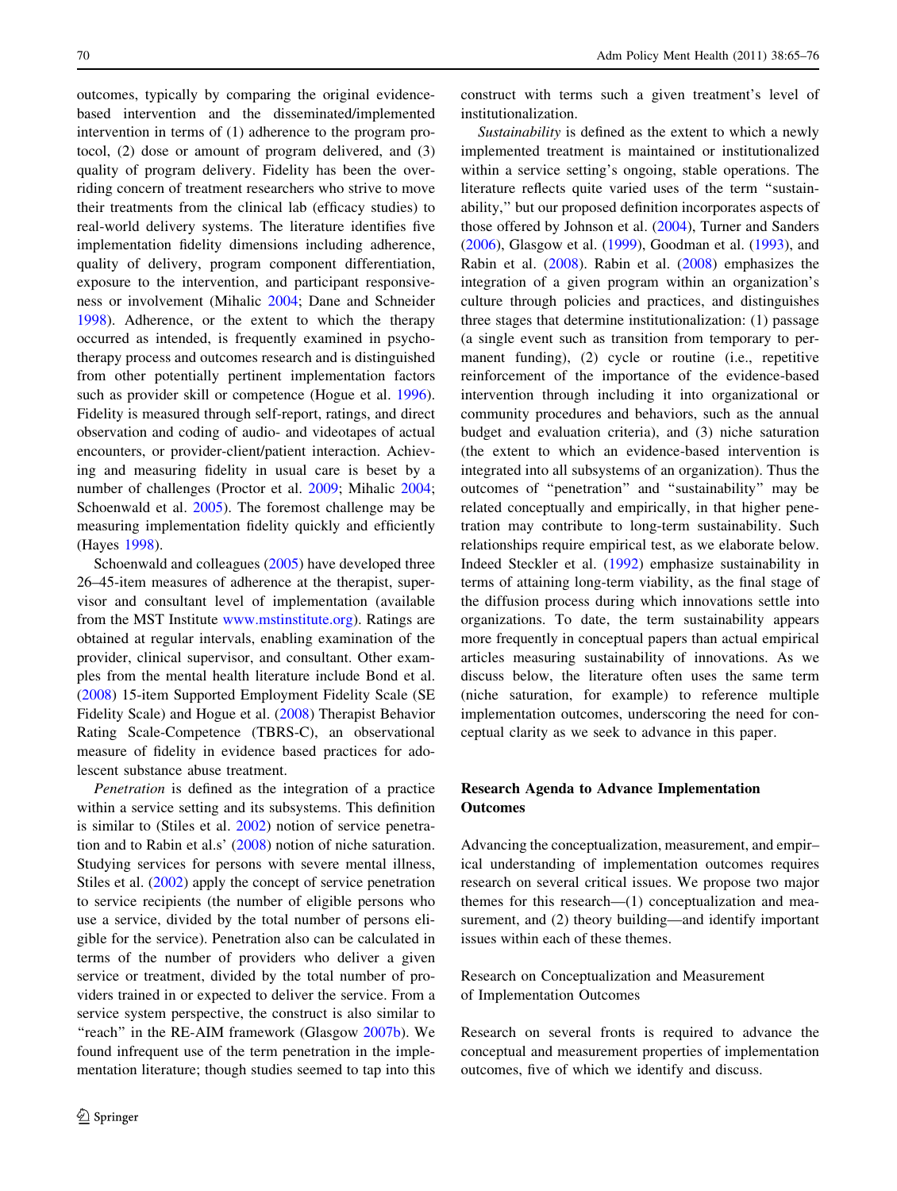outcomes, typically by comparing the original evidence-based intervention and the disseminated/implemented intervention in terms of (1) adherence to the program protocol, (2) dose or amount of program delivered, and (3) quality of program delivery. Fidelity has been the overriding concern of treatment researchers who strive to move their treatments from the clinical lab (efficacy studies) to real-world delivery systems. The literature identifies five implementation fidelity dimensions including adherence, quality of delivery, program component differentiation, exposure to the intervention, and participant responsiveness or involvement (Mihalic 2004; Dane and Schneider 1998). Adherence, or the extent to which the therapy occurred as intended, is frequently examined in psychotherapy process and outcomes research and is distinguished from other potentially pertinent implementation factors such as provider skill or competence (Hogue et al. 1996). Fidelity is measured through self-report, ratings, and direct observation and coding of audio- and videotapes of actual encounters, or provider-client/patient interaction. Achieving and measuring fidelity in usual care is beset by a number of challenges (Proctor et al. 2009; Mihalic 2004; Schoenwald et al. 2005). The foremost challenge may be measuring implementation fidelity quickly and efficiently (Hayes 1998).

Schoenwald and colleagues (2005) have developed three 26–45-item measures of adherence at the therapist, supervisor and consultant level of implementation (available from the MST Institute www.mstinstitute.org). Ratings are obtained at regular intervals, enabling examination of the provider, clinical supervisor, and consultant. Other examples from the mental health literature include Bond et al. (2008) 15-item Supported Employment Fidelity Scale (SE Fidelity Scale) and Hogue et al. (2008) Therapist Behavior Rating Scale-Competence (TBRS-C), an observational measure of fidelity in evidence based practices for adolescent substance abuse treatment.

*Penetration* is defined as the integration of a practice within a service setting and its subsystems. This definition is similar to (Stiles et al. 2002) notion of service penetration and to Rabin et al.s' (2008) notion of niche saturation. Studying services for persons with severe mental illness, Stiles et al. (2002) apply the concept of service penetration to service recipients (the number of eligible persons who use a service, divided by the total number of persons eligible for the service). Penetration also can be calculated in terms of the number of providers who deliver a given service or treatment, divided by the total number of providers trained in or expected to deliver the service. From a service system perspective, the construct is also similar to "reach" in the RE-AIM framework (Glasgow 2007b). We found infrequent use of the term penetration in the implementation literature; though studies seemed to tap into this construct with terms such a given treatment's level of institutionalization.

*Sustainability* is defined as the extent to which a newly implemented treatment is maintained or institutionalized within a service setting's ongoing, stable operations. The literature reflects quite varied uses of the term "sustainability," but our proposed definition incorporates aspects of those offered by Johnson et al. (2004), Turner and Sanders (2006), Glasgow et al. (1999), Goodman et al. (1993), and Rabin et al. (2008). Rabin et al. (2008) emphasizes the integration of a given program within an organization's culture through policies and practices, and distinguishes three stages that determine institutionalization: (1) passage (a single event such as transition from temporary to permanent funding), (2) cycle or routine (i.e., repetitive reinforcement of the importance of the evidence-based intervention through including it into organizational or community procedures and behaviors, such as the annual budget and evaluation criteria), and (3) niche saturation (the extent to which an evidence-based intervention is integrated into all subsystems of an organization). Thus the outcomes of "penetration" and "sustainability" may be related conceptually and empirically, in that higher penetration may contribute to long-term sustainability. Such relationships require empirical test, as we elaborate below. Indeed Steckler et al. (1992) emphasize sustainability in terms of attaining long-term viability, as the final stage of the diffusion process during which innovations settle into organizations. To date, the term sustainability appears more frequently in conceptual papers than actual empirical articles measuring sustainability of innovations. As we discuss below, the literature often uses the same term (niche saturation, for example) to reference multiple implementation outcomes, underscoring the need for conceptual clarity as we seek to advance in this paper.

## Research Agenda to Advance Implementation Outcomes

Advancing the conceptualization, measurement, and empirical understanding of implementation outcomes requires research on several critical issues. We propose two major themes for this research—(1) conceptualization and measurement, and (2) theory building—and identify important issues within each of these themes.

### Research on Conceptualization and Measurement of Implementation Outcomes

Research on several fronts is required to advance the conceptual and measurement properties of implementation outcomes, five of which we identify and discuss.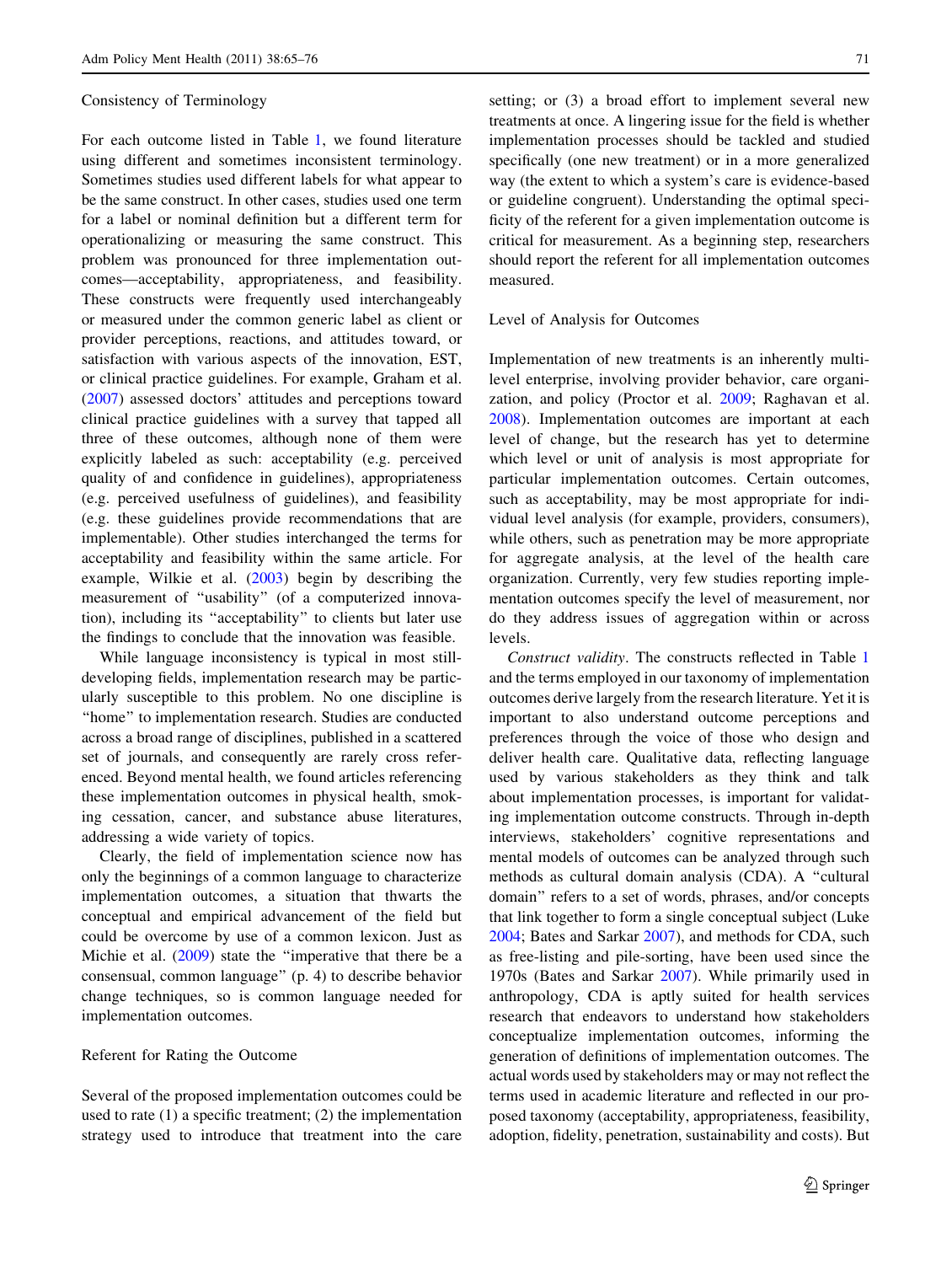### Consistency of Terminology

For each outcome listed in Table 1, we found literature using different and sometimes inconsistent terminology. Sometimes studies used different labels for what appear to be the same construct. In other cases, studies used one term for a label or nominal definition but a different term for operationalizing or measuring the same construct. This problem was pronounced for three implementation outcomes—acceptability, appropriateness, and feasibility. These constructs were frequently used interchangeably or measured under the common generic label as client or provider perceptions, reactions, and attitudes toward, or satisfaction with various aspects of the innovation, EST, or clinical practice guidelines. For example, Graham et al. (2007) assessed doctors' attitudes and perceptions toward clinical practice guidelines with a survey that tapped all three of these outcomes, although none of them were explicitly labeled as such: acceptability (e.g. perceived quality of and confidence in guidelines), appropriateness (e.g. perceived usefulness of guidelines), and feasibility (e.g. these guidelines provide recommendations that are implementable). Other studies interchanged the terms for acceptability and feasibility within the same article. For example, Wilkie et al. (2003) begin by describing the measurement of "usability" (of a computerized innovation), including its "acceptability" to clients but later use the findings to conclude that the innovation was feasible.

While language inconsistency is typical in most still-developing fields, implementation research may be particularly susceptible to this problem. No one discipline is "home" to implementation research. Studies are conducted across a broad range of disciplines, published in a scattered set of journals, and consequently are rarely cross referenced. Beyond mental health, we found articles referencing these implementation outcomes in physical health, smoking cessation, cancer, and substance abuse literatures, addressing a wide variety of topics.

Clearly, the field of implementation science now has only the beginnings of a common language to characterize implementation outcomes, a situation that thwarts the conceptual and empirical advancement of the field but could be overcome by use of a common lexicon. Just as Michie et al. (2009) state the "imperative that there be a consensual, common language" (p. 4) to describe behavior change techniques, so is common language needed for implementation outcomes.

### Referent for Rating the Outcome

Several of the proposed implementation outcomes could be used to rate (1) a specific treatment; (2) the implementation strategy used to introduce that treatment into the care setting; or (3) a broad effort to implement several new treatments at once. A lingering issue for the field is whether implementation processes should be tackled and studied specifically (one new treatment) or in a more generalized way (the extent to which a system's care is evidence-based or guideline congruent). Understanding the optimal specificity of the referent for a given implementation outcome is critical for measurement. As a beginning step, researchers should report the referent for all implementation outcomes measured.

### Level of Analysis for Outcomes

Implementation of new treatments is an inherently multi-level enterprise, involving provider behavior, care organization, and policy (Proctor et al. 2009; Raghavan et al. 2008). Implementation outcomes are important at each level of change, but the research has yet to determine which level or unit of analysis is most appropriate for particular implementation outcomes. Certain outcomes, such as acceptability, may be most appropriate for individual level analysis (for example, providers, consumers), while others, such as penetration may be more appropriate for aggregate analysis, at the level of the health care organization. Currently, very few studies reporting implementation outcomes specify the level of measurement, nor do they address issues of aggregation within or across levels.

*Construct validity*. The constructs reflected in Table 1 and the terms employed in our taxonomy of implementation outcomes derive largely from the research literature. Yet it is important to also understand outcome perceptions and preferences through the voice of those who design and deliver health care. Qualitative data, reflecting language used by various stakeholders as they think and talk about implementation processes, is important for validating implementation outcome constructs. Through in-depth interviews, stakeholders' cognitive representations and mental models of outcomes can be analyzed through such methods as cultural domain analysis (CDA). A "cultural domain" refers to a set of words, phrases, and/or concepts that link together to form a single conceptual subject (Luke 2004; Bates and Sarkar 2007), and methods for CDA, such as free-listing and pile-sorting, have been used since the 1970s (Bates and Sarkar 2007). While primarily used in anthropology, CDA is aptly suited for health services research that endeavors to understand how stakeholders conceptualize implementation outcomes, informing the generation of definitions of implementation outcomes. The actual words used by stakeholders may or may not reflect the terms used in academic literature and reflected in our proposed taxonomy (acceptability, appropriateness, feasibility, adoption, fidelity, penetration, sustainability and costs). But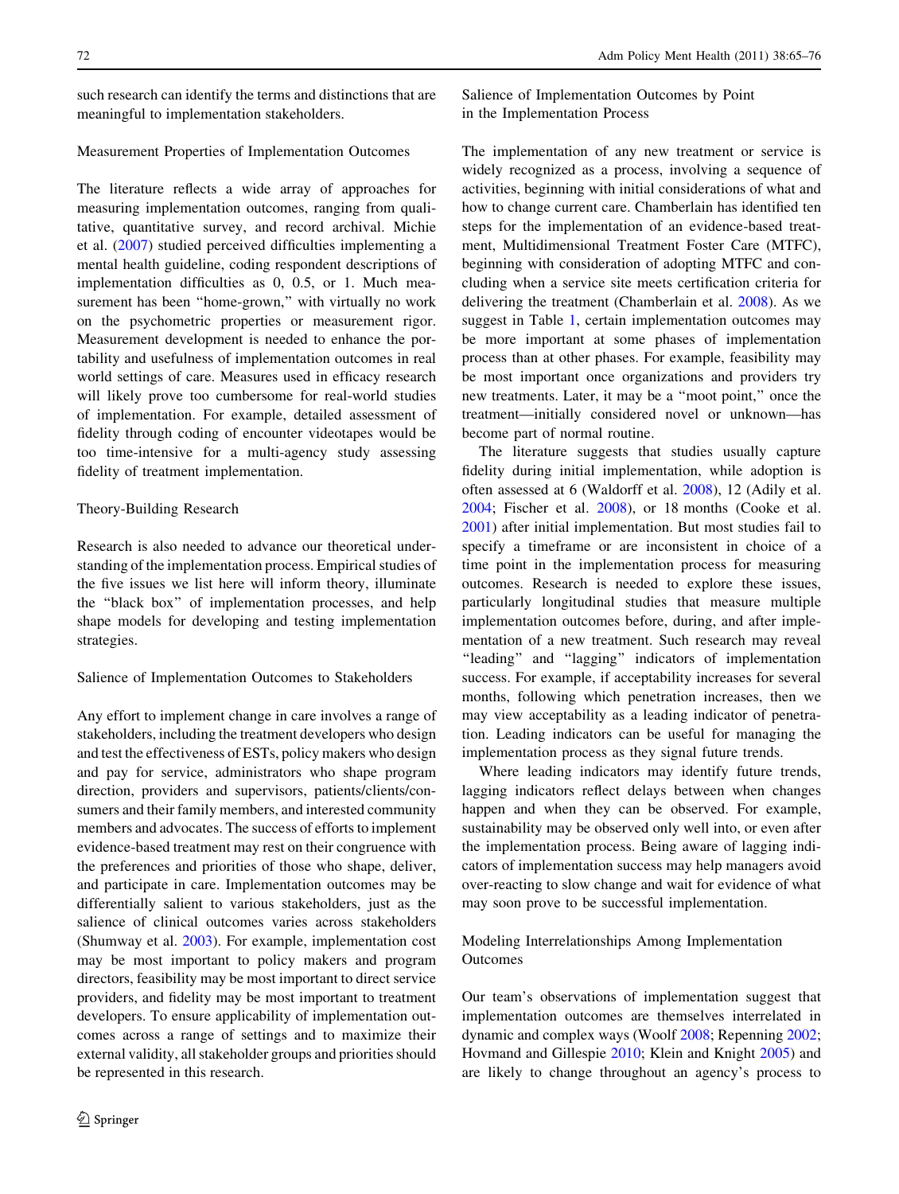such research can identify the terms and distinctions that are meaningful to implementation stakeholders.

### Measurement Properties of Implementation Outcomes

The literature reflects a wide array of approaches for measuring implementation outcomes, ranging from qualitative, quantitative survey, and record archival. Michie et al. (2007) studied perceived difficulties implementing a mental health guideline, coding respondent descriptions of implementation difficulties as 0, 0.5, or 1. Much measurement has been "home-grown," with virtually no work on the psychometric properties or measurement rigor. Measurement development is needed to enhance the portability and usefulness of implementation outcomes in real world settings of care. Measures used in efficacy research will likely prove too cumbersome for real-world studies of implementation. For example, detailed assessment of fidelity through coding of encounter videotapes would be too time-intensive for a multi-agency study assessing fidelity of treatment implementation.

### Theory-Building Research

Research is also needed to advance our theoretical understanding of the implementation process. Empirical studies of the five issues we list here will inform theory, illuminate the "black box" of implementation processes, and help shape models for developing and testing implementation strategies.

### Salience of Implementation Outcomes to Stakeholders

Any effort to implement change in care involves a range of stakeholders, including the treatment developers who design and test the effectiveness of ESTs, policy makers who design and pay for service, administrators who shape program direction, providers and supervisors, patients/clients/consumers and their family members, and interested community members and advocates. The success of efforts to implement evidence-based treatment may rest on their congruence with the preferences and priorities of those who shape, deliver, and participate in care. Implementation outcomes may be differentially salient to various stakeholders, just as the salience of clinical outcomes varies across stakeholders (Shumway et al. 2003). For example, implementation cost may be most important to policy makers and program directors, feasibility may be most important to direct service providers, and fidelity may be most important to treatment developers. To ensure applicability of implementation outcomes across a range of settings and to maximize their external validity, all stakeholder groups and priorities should be represented in this research.

### Salience of Implementation Outcomes by Point in the Implementation Process

The implementation of any new treatment or service is widely recognized as a process, involving a sequence of activities, beginning with initial considerations of what and how to change current care. Chamberlain has identified ten steps for the implementation of an evidence-based treatment, Multidimensional Treatment Foster Care (MTFC), beginning with consideration of adopting MTFC and concluding when a service site meets certification criteria for delivering the treatment (Chamberlain et al. 2008). As we suggest in Table 1, certain implementation outcomes may be more important at some phases of implementation process than at other phases. For example, feasibility may be most important once organizations and providers try new treatments. Later, it may be a "moot point," once the treatment—initially considered novel or unknown—has become part of normal routine.

The literature suggests that studies usually capture fidelity during initial implementation, while adoption is often assessed at 6 (Waldorff et al. 2008), 12 (Adily et al. 2004; Fischer et al. 2008), or 18 months (Cooke et al. 2001) after initial implementation. But most studies fail to specify a timeframe or are inconsistent in choice of a time point in the implementation process for measuring outcomes. Research is needed to explore these issues, particularly longitudinal studies that measure multiple implementation outcomes before, during, and after implementation of a new treatment. Such research may reveal "leading" and "lagging" indicators of implementation success. For example, if acceptability increases for several months, following which penetration increases, then we may view acceptability as a leading indicator of penetration. Leading indicators can be useful for managing the implementation process as they signal future trends.

Where leading indicators may identify future trends, lagging indicators reflect delays between when changes happen and when they can be observed. For example, sustainability may be observed only well into, or even after the implementation process. Being aware of lagging indicators of implementation success may help managers avoid over-reacting to slow change and wait for evidence of what may soon prove to be successful implementation.

### Modeling Interrelationships Among Implementation Outcomes

Our team's observations of implementation suggest that implementation outcomes are themselves interrelated in dynamic and complex ways (Woolf 2008; Repenning 2002; Hovmand and Gillespie 2010; Klein and Knight 2005) and are likely to change throughout an agency's process to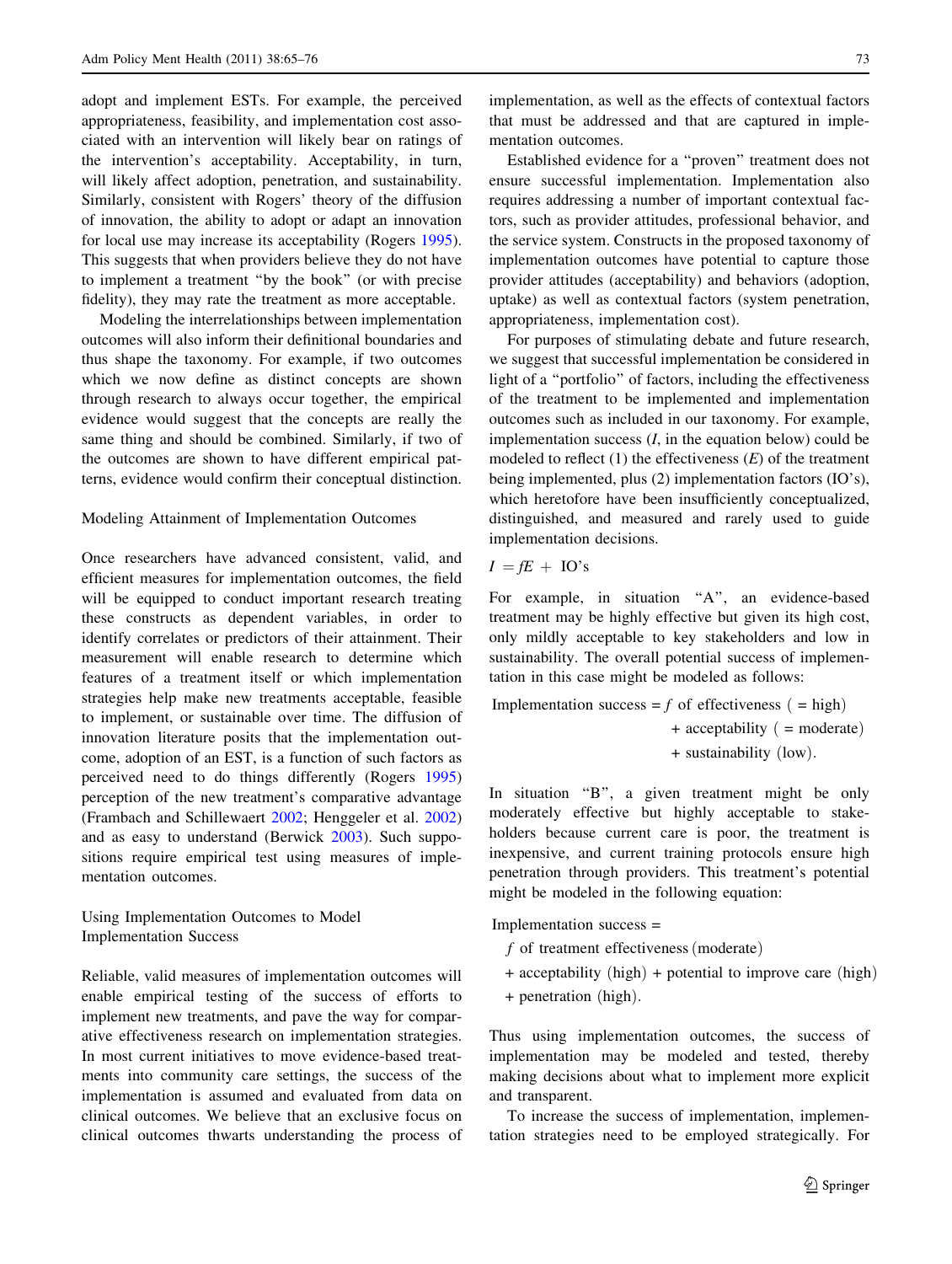adopt and implement ESTs. For example, the perceived appropriateness, feasibility, and implementation cost associated with an intervention will likely bear on ratings of the intervention's acceptability. Acceptability, in turn, will likely affect adoption, penetration, and sustainability. Similarly, consistent with Rogers' theory of the diffusion of innovation, the ability to adopt or adapt an innovation for local use may increase its acceptability (Rogers 1995). This suggests that when providers believe they do not have to implement a treatment "by the book" (or with precise fidelity), they may rate the treatment as more acceptable.

Modeling the interrelationships between implementation outcomes will also inform their definitional boundaries and thus shape the taxonomy. For example, if two outcomes which we now define as distinct concepts are shown through research to always occur together, the empirical evidence would suggest that the concepts are really the same thing and should be combined. Similarly, if two of the outcomes are shown to have different empirical patterns, evidence would confirm their conceptual distinction.

### Modeling Attainment of Implementation Outcomes

Once researchers have advanced consistent, valid, and efficient measures for implementation outcomes, the field will be equipped to conduct important research treating these constructs as dependent variables, in order to identify correlates or predictors of their attainment. Their measurement will enable research to determine which features of a treatment itself or which implementation strategies help make new treatments acceptable, feasible to implement, or sustainable over time. The diffusion of innovation literature posits that the implementation outcome, adoption of an EST, is a function of such factors as perceived need to do things differently (Rogers 1995) perception of the new treatment's comparative advantage (Frambach and Schillewaert 2002; Henggeler et al. 2002) and as easy to understand (Berwick 2003). Such suppositions require empirical test using measures of implementation outcomes.

### Using Implementation Outcomes to Model Implementation Success

Reliable, valid measures of implementation outcomes will enable empirical testing of the success of efforts to implement new treatments, and pave the way for comparative effectiveness research on implementation strategies. In most current initiatives to move evidence-based treatments into community care settings, the success of the implementation is assumed and evaluated from data on clinical outcomes. We believe that an exclusive focus on clinical outcomes thwarts understanding the process of implementation, as well as the effects of contextual factors that must be addressed and that are captured in implementation outcomes.

Established evidence for a "proven" treatment does not ensure successful implementation. Implementation also requires addressing a number of important contextual factors, such as provider attitudes, professional behavior, and the service system. Constructs in the proposed taxonomy of implementation outcomes have potential to capture those provider attitudes (acceptability) and behaviors (adoption, uptake) as well as contextual factors (system penetration, appropriateness, implementation cost).

For purposes of stimulating debate and future research, we suggest that successful implementation be considered in light of a "portfolio" of factors, including the effectiveness of the treatment to be implemented and implementation outcomes such as included in our taxonomy. For example, implementation success ($I$, in the equation below) could be modeled to reflect (1) the effectiveness ($E$) of the treatment being implemented, plus (2) implementation factors (IO's), which heretofore have been insufficiently conceptualized, distinguished, and measured and rarely used to guide implementation decisions.

$$I = fE + \text{IO's}$$

For example, in situation "A", an evidence-based treatment may be highly effective but given its high cost, only mildly acceptable to key stakeholders and low in sustainability. The overall potential success of implementation in this case might be modeled as follows:

$$\begin{aligned}\text{Implementation success} = f \text{ of effectiveness } (= \text{high}) \\ + \text{ acceptability } (= \text{moderate}) \\ + \text{ sustainability (low)}.\end{aligned}$$

In situation "B", a given treatment might be only moderately effective but highly acceptable to stakeholders because current care is poor, the treatment is inexpensive, and current training protocols ensure high penetration through providers. This treatment's potential might be modeled in the following equation:

$$\begin{aligned}&\text{Implementation success} = \\ &f \text{ of treatment effectiveness (moderate)} \\ &+ \text{ acceptability (high)} + \text{potential to improve care (high)} \\ &+ \text{ penetration (high)}.\end{aligned}$$

Thus using implementation outcomes, the success of implementation may be modeled and tested, thereby making decisions about what to implement more explicit and transparent.

To increase the success of implementation, implementation strategies need to be employed strategically. For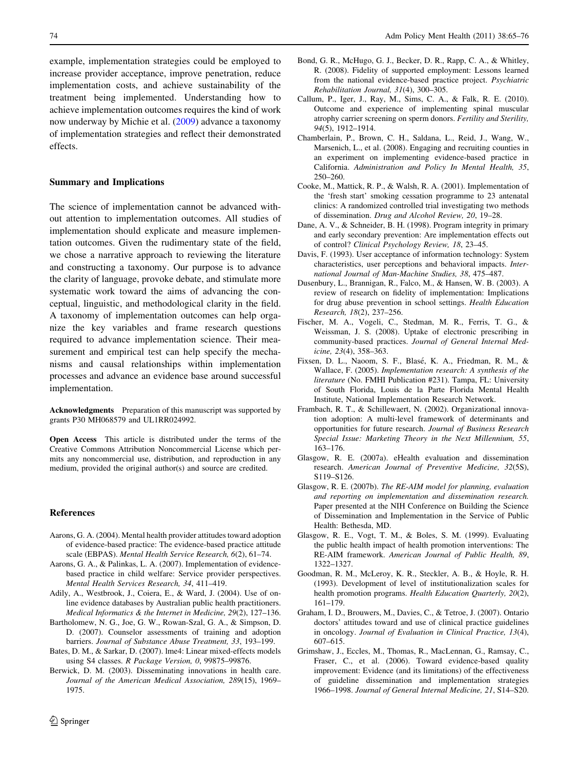example, implementation strategies could be employed to increase provider acceptance, improve penetration, reduce implementation costs, and achieve sustainability of the treatment being implemented. Understanding how to achieve implementation outcomes requires the kind of work now underway by Michie et al. (2009) advance a taxonomy of implementation strategies and reflect their demonstrated effects.

## Summary and Implications

The science of implementation cannot be advanced without attention to implementation outcomes. All studies of implementation should explicate and measure implementation outcomes. Given the rudimentary state of the field, we chose a narrative approach to reviewing the literature and constructing a taxonomy. Our purpose is to advance the clarity of language, provoke debate, and stimulate more systematic work toward the aims of advancing the conceptual, linguistic, and methodological clarity in the field. A taxonomy of implementation outcomes can help organize the key variables and frame research questions required to advance implementation science. Their measurement and empirical test can help specify the mechanisms and causal relationships within implementation processes and advance an evidence base around successful implementation.

**Acknowledgments** Preparation of this manuscript was supported by grants P30 MH068579 and UL1RR024992.

**Open Access** This article is distributed under the terms of the Creative Commons Attribution Noncommercial License which permits any noncommercial use, distribution, and reproduction in any medium, provided the original author(s) and source are credited.

## References

Aarons, G. A. (2004). Mental health provider attitudes toward adoption of evidence-based practice: The evidence-based practice attitude scale (EBPAS). *Mental Health Service Research, 6*(2), 61–74.

Aarons, G. A., & Palinkas, L. A. (2007). Implementation of evidence-based practice in child welfare: Service provider perspectives. *Mental Health Services Research, 34*, 411–419.

Adily, A., Westbrook, J., Coiera, E., & Ward, J. (2004). Use of on-line evidence databases by Australian public health practitioners. *Medical Informatics & the Internet in Medicine, 29*(2), 127–136.

Bartholomew, N. G., Joe, G. W., Rowan-Szal, G. A., & Simpson, D. D. (2007). Counselor assessments of training and adoption barriers. *Journal of Substance Abuse Treatment, 33*, 193–199.

Bates, D. M., & Sarkar, D. (2007). lme4: Linear mixed-effects models using S4 classes. *R Package Version, 0*, 99875–99876.

Berwick, D. M. (2003). Disseminating innovations in health care. *Journal of the American Medical Association, 289*(15), 1969–1975.

Bond, G. R., McHugo, G. J., Becker, D. R., Rapp, C. A., & Whitley, R. (2008). Fidelity of supported employment: Lessons learned from the national evidence-based practice project. *Psychiatric Rehabilitation Journal, 31*(4), 300–305.

Callum, P., Iger, J., Ray, M., Sims, C. A., & Falk, R. E. (2010). Outcome and experience of implementing spinal muscular atrophy carrier screening on sperm donors. *Fertility and Sterility, 94*(5), 1912–1914.

Chamberlain, P., Brown, C. H., Saldana, L., Reid, J., Wang, W., Marsenich, L., et al. (2008). Engaging and recruiting counties in an experiment on implementing evidence-based practice in California. *Administration and Policy In Mental Health, 35*, 250–260.

Cooke, M., Mattick, R. P., & Walsh, R. A. (2001). Implementation of the 'fresh start' smoking cessation programme to 23 antenatal clinics: A randomized controlled trial investigating two methods of dissemination. *Drug and Alcohol Review, 20*, 19–28.

Dane, A. V., & Schneider, B. H. (1998). Program integrity in primary and early secondary prevention: Are implementation effects out of control? *Clinical Psychology Review, 18*, 23–45.

Davis, F. (1993). User acceptance of information technology: System characteristics, user perceptions and behavioral impacts. *International Journal of Man-Machine Studies, 38*, 475–487.

Dusenbury, L., Brannigan, R., Falco, M., & Hansen, W. B. (2003). A review of research on fidelity of implementation: Implications for drug abuse prevention in school settings. *Health Education Research, 18*(2), 237–256.

Fischer, M. A., Vogeli, C., Stedman, M. R., Ferris, T. G., & Weissman, J. S. (2008). Uptake of electronic prescribing in community-based practices. *Journal of General Internal Medicine, 23*(4), 358–363.

Fixsen, D. L., Naoom, S. F., Blasé, K. A., Friedman, R. M., & Wallace, F. (2005). *Implementation research: A synthesis of the literature* (No. FMHI Publication #231). Tampa, FL: University of South Florida, Louis de la Parte Florida Mental Health Institute, National Implementation Research Network.

Frambach, R. T., & Schillewaert, N. (2002). Organizational innovation adoption: A multi-level framework of determinants and opportunities for future research. *Journal of Business Research Special Issue: Marketing Theory in the Next Millennium, 55*, 163–176.

Glasgow, R. E. (2007a). eHealth evaluation and dissemination research. *American Journal of Preventive Medicine, 32*(5S), S119–S126.

Glasgow, R. E. (2007b). *The RE-AIM model for planning, evaluation and reporting on implementation and dissemination research.* Paper presented at the NIH Conference on Building the Science of Dissemination and Implementation in the Service of Public Health: Bethesda, MD.

Glasgow, R. E., Vogt, T. M., & Boles, S. M. (1999). Evaluating the public health impact of health promotion interventions: The RE-AIM framework. *American Journal of Public Health, 89*, 1322–1327.

Goodman, R. M., McLeroy, K. R., Steckler, A. B., & Hoyle, R. H. (1993). Development of level of institutionalization scales for health promotion programs. *Health Education Quarterly, 20*(2), 161–179.

Graham, I. D., Brouwers, M., Davies, C., & Tetroe, J. (2007). Ontario doctors' attitudes toward and use of clinical practice guidelines in oncology. *Journal of Evaluation in Clinical Practice, 13*(4), 607–615.

Grimshaw, J., Eccles, M., Thomas, R., MacLennan, G., Ramsay, C., Fraser, C., et al. (2006). Toward evidence-based quality improvement: Evidence (and its limitations) of the effectiveness of guideline dissemination and implementation strategies 1966–1998. *Journal of General Internal Medicine, 21*, S14–S20.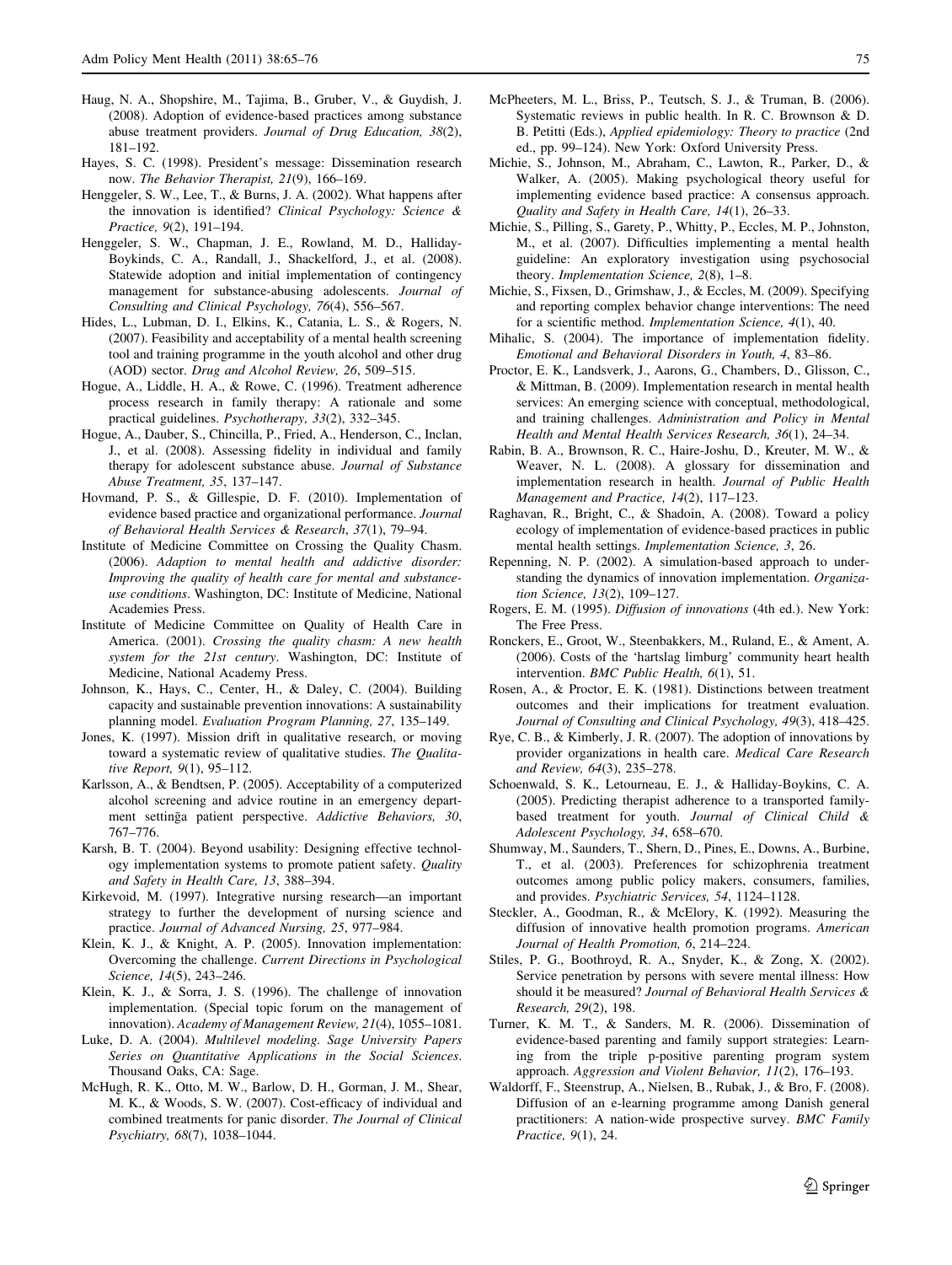Haug, N. A., Shopshire, M., Tajima, B., Gruber, V., & Guydish, J. (2008). Adoption of evidence-based practices among substance abuse treatment providers. *Journal of Drug Education, 38*(2), 181–192.

Hayes, S. C. (1998). President's message: Dissemination research now. *The Behavior Therapist, 21*(9), 166–169.

Henggeler, S. W., Lee, T., & Burns, J. A. (2002). What happens after the innovation is identified? *Clinical Psychology: Science & Practice, 9*(2), 191–194.

Henggeler, S. W., Chapman, J. E., Rowland, M. D., Halliday-Boykinds, C. A., Randall, J., Shackelford, J., et al. (2008). Statewide adoption and initial implementation of contingency management for substance-abusing adolescents. *Journal of Consulting and Clinical Psychology, 76*(4), 556–567.

Hides, L., Lubman, D. I., Elkins, K., Catania, L. S., & Rogers, N. (2007). Feasibility and acceptability of a mental health screening tool and training programme in the youth alcohol and other drug (AOD) sector. *Drug and Alcohol Review, 26*, 509–515.

Hogue, A., Liddle, H. A., & Rowe, C. (1996). Treatment adherence process research in family therapy: A rationale and some practical guidelines. *Psychotherapy, 33*(2), 332–345.

Hogue, A., Dauber, S., Chincilla, P., Fried, A., Henderson, C., Inclan, J., et al. (2008). Assessing fidelity in individual and family therapy for adolescent substance abuse. *Journal of Substance Abuse Treatment, 35*, 137–147.

Hovmand, P. S., & Gillespie, D. F. (2010). Implementation of evidence based practice and organizational performance. *Journal of Behavioral Health Services & Research*, *37*(1), 79–94.

Institute of Medicine Committee on Crossing the Quality Chasm. (2006). *Adaption to mental health and addictive disorder: Improving the quality of health care for mental and substance-use conditions*. Washington, DC: Institute of Medicine, National Academies Press.

Institute of Medicine Committee on Quality of Health Care in America. (2001). *Crossing the quality chasm: A new health system for the 21st century*. Washington, DC: Institute of Medicine, National Academy Press.

Johnson, K., Hays, C., Center, H., & Daley, C. (2004). Building capacity and sustainable prevention innovations: A sustainability planning model. *Evaluation Program Planning, 27*, 135–149.

Jones, K. (1997). Mission drift in qualitative research, or moving toward a systematic review of qualitative studies. *The Qualitative Report, 9*(1), 95–112.

Karlsson, A., & Bendtsen, P. (2005). Acceptability of a computerized alcohol screening and advice routine in an emergency department settinğa patient perspective. *Addictive Behaviors, 30*, 767–776.

Karsh, B. T. (2004). Beyond usability: Designing effective technology implementation systems to promote patient safety. *Quality and Safety in Health Care, 13*, 388–394.

Kirkevoid, M. (1997). Integrative nursing research—an important strategy to further the development of nursing science and practice. *Journal of Advanced Nursing, 25*, 977–984.

Klein, K. J., & Knight, A. P. (2005). Innovation implementation: Overcoming the challenge. *Current Directions in Psychological Science, 14*(5), 243–246.

Klein, K. J., & Sorra, J. S. (1996). The challenge of innovation implementation. (Special topic forum on the management of innovation). *Academy of Management Review, 21*(4), 1055–1081.

Luke, D. A. (2004). *Multilevel modeling. Sage University Papers Series on Quantitative Applications in the Social Sciences*. Thousand Oaks, CA: Sage.

McHugh, R. K., Otto, M. W., Barlow, D. H., Gorman, J. M., Shear, M. K., & Woods, S. W. (2007). Cost-efficacy of individual and combined treatments for panic disorder. *The Journal of Clinical Psychiatry, 68*(7), 1038–1044.

McPheeters, M. L., Briss, P., Teutsch, S. J., & Truman, B. (2006). Systematic reviews in public health. In R. C. Brownson & D. B. Petitti (Eds.), *Applied epidemiology: Theory to practice* (2nd ed., pp. 99–124). New York: Oxford University Press.

Michie, S., Johnson, M., Abraham, C., Lawton, R., Parker, D., & Walker, A. (2005). Making psychological theory useful for implementing evidence based practice: A consensus approach. *Quality and Safety in Health Care, 14*(1), 26–33.

Michie, S., Pilling, S., Garety, P., Whitty, P., Eccles, M. P., Johnston, M., et al. (2007). Difficulties implementing a mental health guideline: An exploratory investigation using psychosocial theory. *Implementation Science, 2*(8), 1–8.

Michie, S., Fixsen, D., Grimshaw, J., & Eccles, M. (2009). Specifying and reporting complex behavior change interventions: The need for a scientific method. *Implementation Science, 4*(1), 40.

Mihalic, S. (2004). The importance of implementation fidelity. *Emotional and Behavioral Disorders in Youth, 4*, 83–86.

Proctor, E. K., Landsverk, J., Aarons, G., Chambers, D., Glisson, C., & Mittman, B. (2009). Implementation research in mental health services: An emerging science with conceptual, methodological, and training challenges. *Administration and Policy in Mental Health and Mental Health Services Research, 36*(1), 24–34.

Rabin, B. A., Brownson, R. C., Haire-Joshu, D., Kreuter, M. W., & Weaver, N. L. (2008). A glossary for dissemination and implementation research in health. *Journal of Public Health Management and Practice, 14*(2), 117–123.

Raghavan, R., Bright, C., & Shadoin, A. (2008). Toward a policy ecology of implementation of evidence-based practices in public mental health settings. *Implementation Science, 3*, 26.

Repenning, N. P. (2002). A simulation-based approach to understanding the dynamics of innovation implementation. *Organization Science, 13*(2), 109–127.

Rogers, E. M. (1995). *Diffusion of innovations* (4th ed.). New York: The Free Press.

Ronckers, E., Groot, W., Steenbakkers, M., Ruland, E., & Ament, A. (2006). Costs of the 'hartslag limburg' community heart health intervention. *BMC Public Health, 6*(1), 51.

Rosen, A., & Proctor, E. K. (1981). Distinctions between treatment outcomes and their implications for treatment evaluation. *Journal of Consulting and Clinical Psychology, 49*(3), 418–425.

Rye, C. B., & Kimberly, J. R. (2007). The adoption of innovations by provider organizations in health care. *Medical Care Research and Review, 64*(3), 235–278.

Schoenwald, S. K., Letourneau, E. J., & Halliday-Boykins, C. A. (2005). Predicting therapist adherence to a transported family-based treatment for youth. *Journal of Clinical Child & Adolescent Psychology, 34*, 658–670.

Shumway, M., Saunders, T., Shern, D., Pines, E., Downs, A., Burbine, T., et al. (2003). Preferences for schizophrenia treatment outcomes among public policy makers, consumers, families, and provides. *Psychiatric Services, 54*, 1124–1128.

Steckler, A., Goodman, R., & McElory, K. (1992). Measuring the diffusion of innovative health promotion programs. *American Journal of Health Promotion, 6*, 214–224.

Stiles, P. G., Boothroyd, R. A., Snyder, K., & Zong, X. (2002). Service penetration by persons with severe mental illness: How should it be measured? *Journal of Behavioral Health Services & Research, 29*(2), 198.

Turner, K. M. T., & Sanders, M. R. (2006). Dissemination of evidence-based parenting and family support strategies: Learning from the triple p-positive parenting program system approach. *Aggression and Violent Behavior, 11*(2), 176–193.

Waldorff, F., Steenstrup, A., Nielsen, B., Rubak, J., & Bro, F. (2008). Diffusion of an e-learning programme among Danish general practitioners: A nation-wide prospective survey. *BMC Family Practice, 9*(1), 24.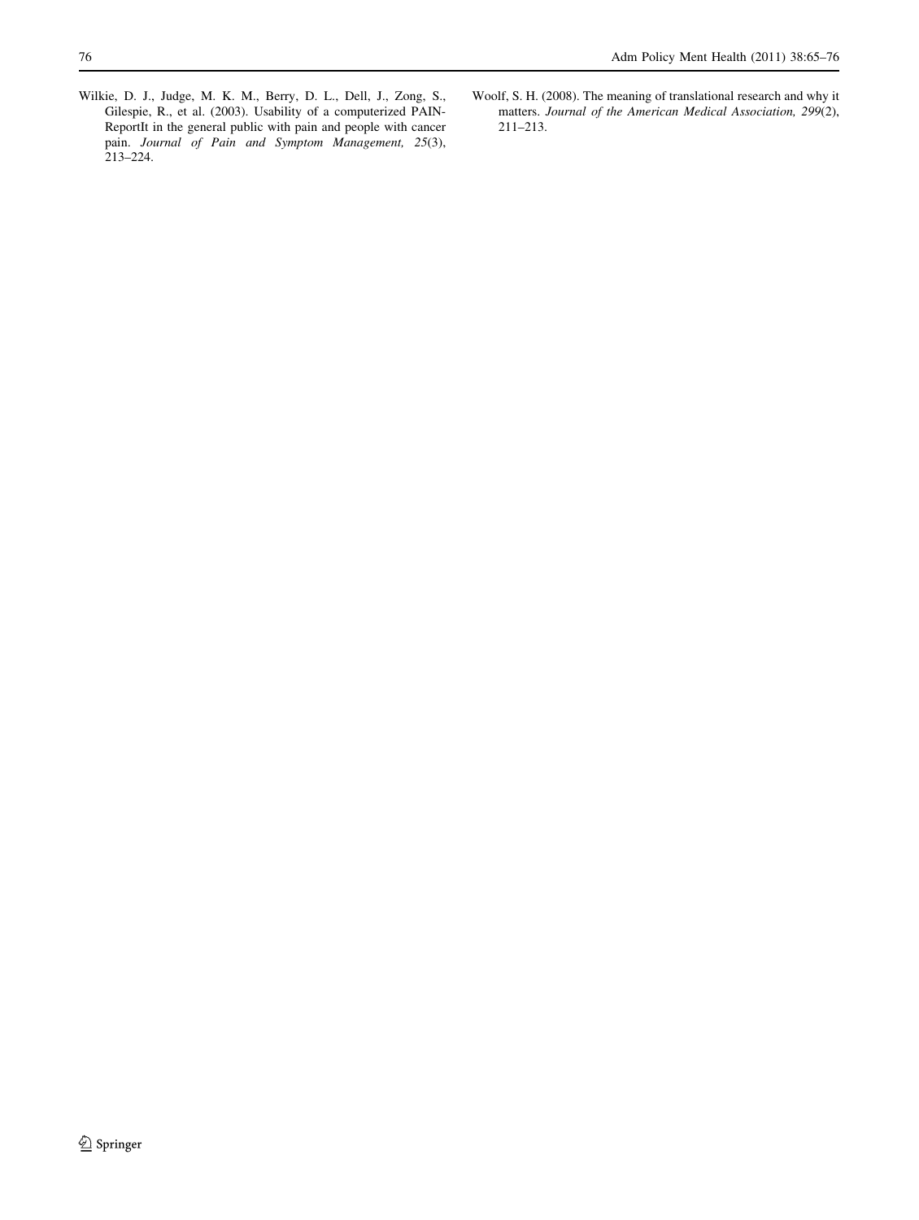Wilkie, D. J., Judge, M. K. M., Berry, D. L., Dell, J., Zong, S., Gilespie, R., et al. (2003). Usability of a computerized PAIN-ReportIt in the general public with pain and people with cancer pain. *Journal of Pain and Symptom Management, 25*(3), 213–224.

Woolf, S. H. (2008). The meaning of translational research and why it matters. *Journal of the American Medical Association, 299*(2), 211–213.